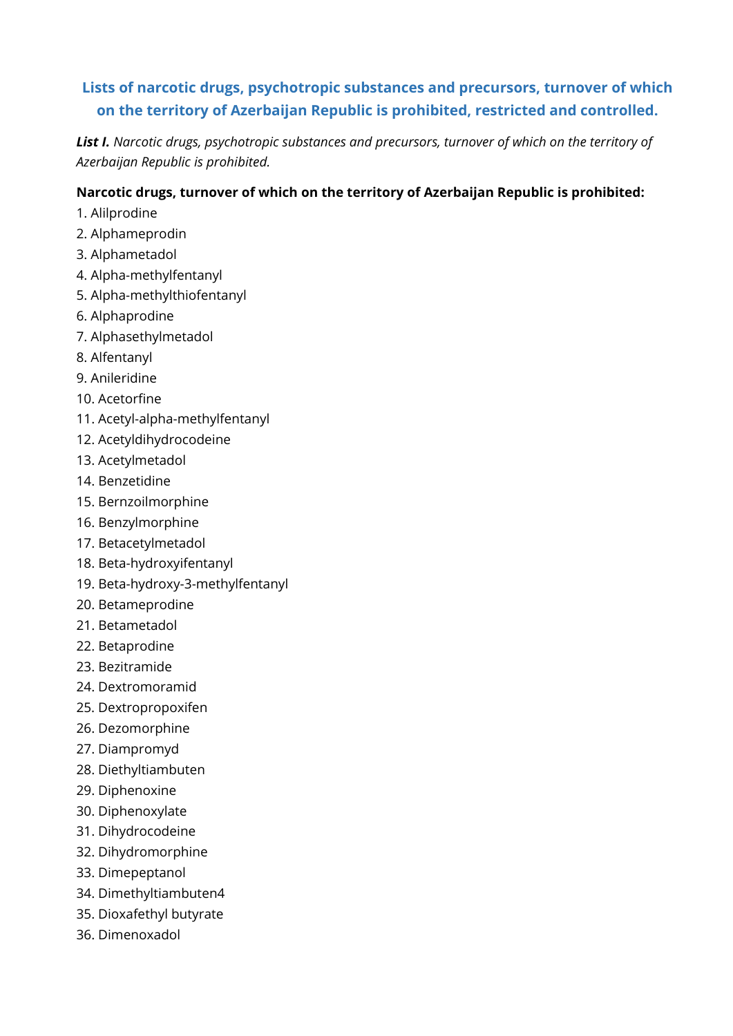## Lists of narcotic drugs, psychotropic substances and precursors, turnover of which on the territory of Azerbaijan Republic is prohibited, restricted and controlled.

***List I.*** *Narcotic drugs, psychotropic substances and precursors, turnover of which on the territory of Azerbaijan Republic is prohibited.*

**Narcotic drugs, turnover of which on the territory of Azerbaijan Republic is prohibited:**

1. Alilprodine
2. Alphameprodin
3. Alphametadol
4. Alpha-methylfentanyl
5. Alpha-methylthiofentanyl
6. Alphaprodine
7. Alphasethylmetadol
8. Alfentanyl
9. Anileridine
10. Acetorfine
11. Acetyl-alpha-methylfentanyl
12. Acetyldihydrocodeine
13. Acetylmetadol
14. Benzetidine
15. Bernzoilmorphine
16. Benzylmorphine
17. Betacetylmetadol
18. Beta-hydroxyifentanyl
19. Beta-hydroxy-3-methylfentanyl
20. Betameprodine
21. Betametadol
22. Betaprodine
23. Bezitramide
24. Dextromoramid
25. Dextropropoxifen
26. Dezomorphine
27. Diampromyd
28. Diethyltiambuten
29. Diphenoxine
30. Diphenoxylate
31. Dihydrocodeine
32. Dihydromorphine
33. Dimepeptanol
34. Dimethyltiambuten4
35. Dioxafethyl butyrate
36. Dimenoxadol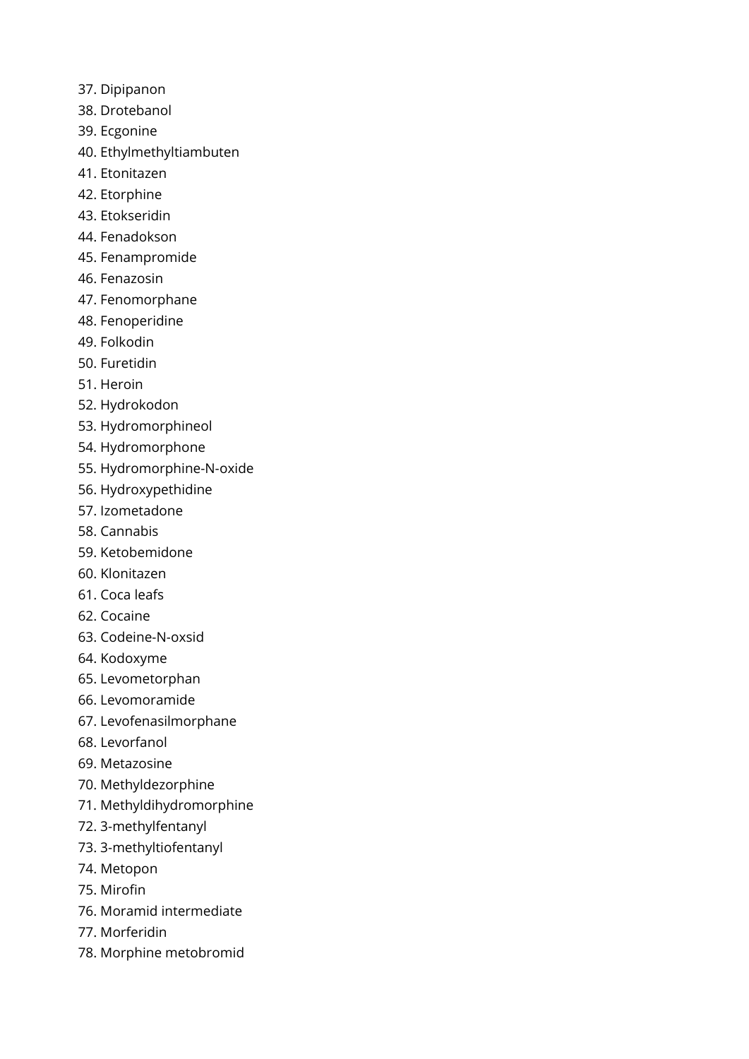37. Dipipanon
38. Drotebanol
39. Ecgonine
40. Ethylmethyltiambuten
41. Etonitazen
42. Etorphine
43. Etokseridin
44. Fenadokson
45. Fenampromide
46. Fenazosin
47. Fenomorphane
48. Fenoperidine
49. Folkodin
50. Furetidin
51. Heroin
52. Hydrokodon
53. Hydromorphineol
54. Hydromorphone
55. Hydromorphine-N-oxide
56. Hydroxypethidine
57. Izometadone
58. Cannabis
59. Ketobemidone
60. Klonitazen
61. Coca leafs
62. Cocaine
63. Codeine-N-oxsid
64. Kodoxyme
65. Levometorphan
66. Levomoramide
67. Levofenasilmorphane
68. Levorfanol
69. Metazosine
70. Methyldezorphine
71. Methyldihydromorphine
72. 3-methylfentanyl
73. 3-methyltiofentanyl
74. Metopon
75. Mirofin
76. Moramid intermediate
77. Morferidin
78. Morphine metobromid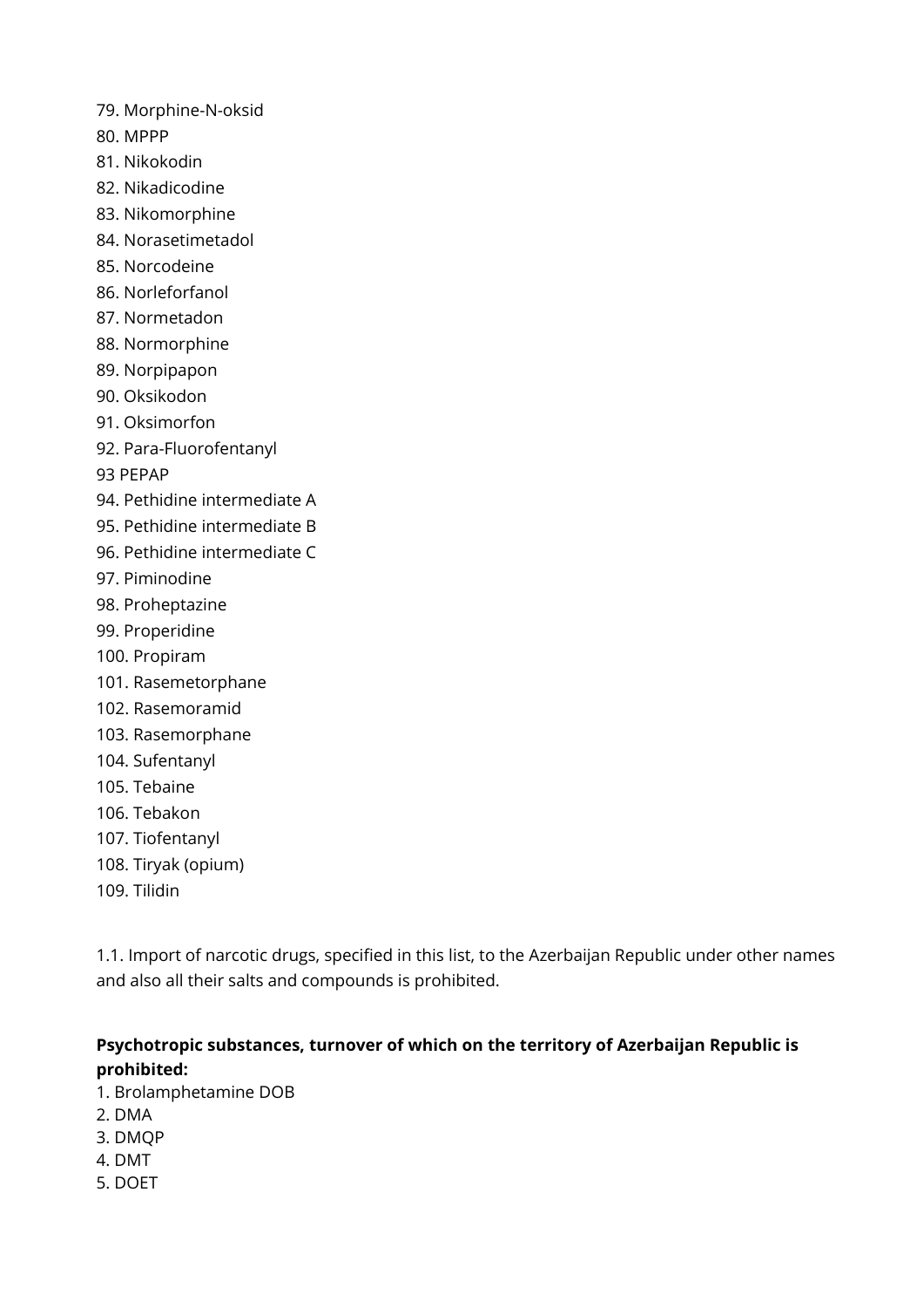79. Morphine-N-oksid
80. MPPP
81. Nikokodin
82. Nikadicodine
83. Nikomorphine
84. Norasetimetadol
85. Norcodeine
86. Norleforfanol
87. Normetadon
88. Normorphine
89. Norpipapon
90. Oksikodon
91. Oksimorfon
92. Para-Fluorofentanyl
93 PEPAP
94. Pethidine intermediate A
95. Pethidine intermediate B
96. Pethidine intermediate C
97. Piminodine
98. Proheptazine
99. Properidine
100. Propiram
101. Rasemetorphane
102. Rasemoramid
103. Rasemorphane
104. Sufentanyl
105. Tebaine
106. Tebakon
107. Tiofentanyl
108. Tiryak (opium)
109. Tilidin

1.1. Import of narcotic drugs, specified in this list, to the Azerbaijan Republic under other names and also all their salts and compounds is prohibited.

**Psychotropic substances, turnover of which on the territory of Azerbaijan Republic is prohibited:**

1. Brolamphetamine DOB
2. DMA
3. DMQP
4. DMT
5. DOET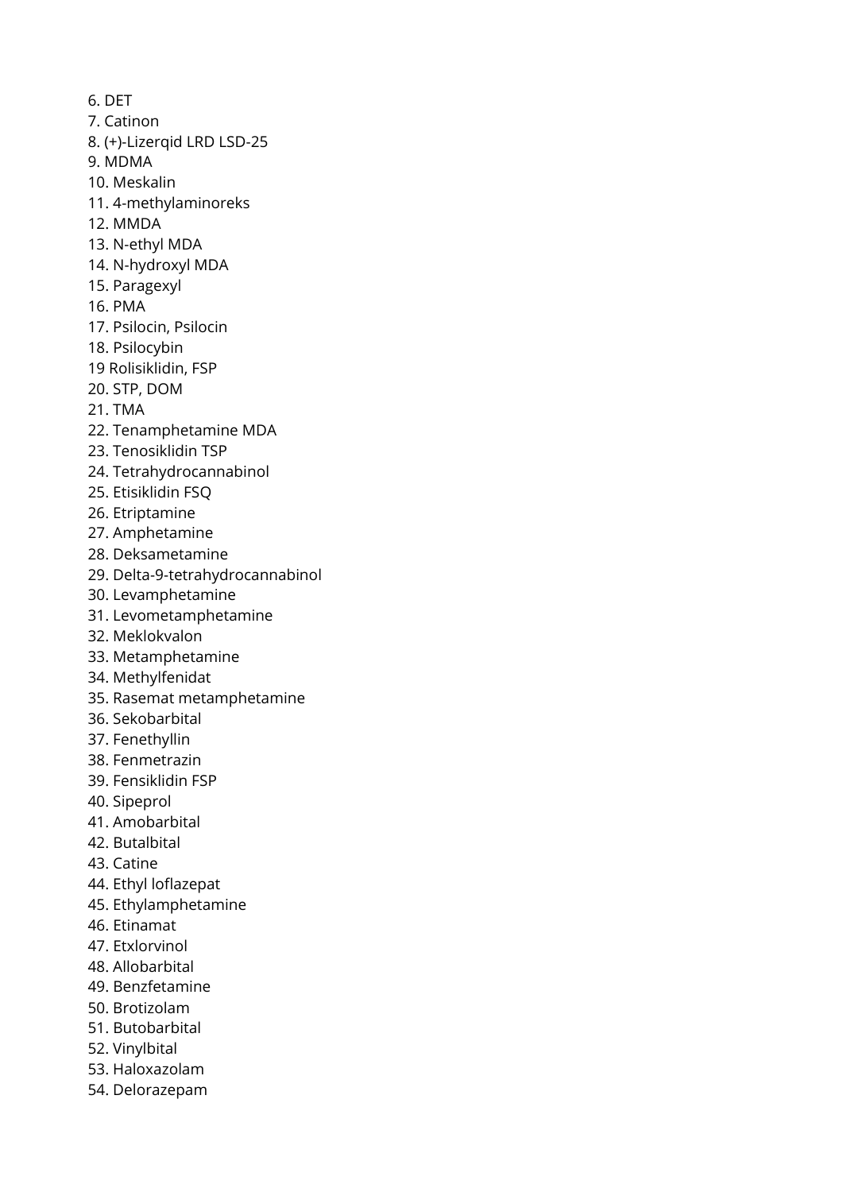6. DET
7. Catinon
8. (+)-Lizerqid LRD LSD-25
9. MDMA
10. Meskalin
11. 4-methylaminoreks
12. MMDA
13. N-ethyl MDA
14. N-hydroxyl MDA
15. Paragexyl
16. PMA
17. Psilocin, Psilocin
18. Psilocybin
19 Rolisiklidin, FSP
20. STP, DOM
21. TMA
22. Tenamphetamine MDA
23. Tenosiklidin TSP
24. Tetrahydrocannabinol
25. Etisiklidin FSQ
26. Etriptamine
27. Amphetamine
28. Deksametamine
29. Delta-9-tetrahydrocannabinol
30. Levamphetamine
31. Levometamphetamine
32. Meklokvalon
33. Metamphetamine
34. Methylfenidat
35. Rasemat metamphetamine
36. Sekobarbital
37. Fenethyllin
38. Fenmetrazin
39. Fensiklidin FSP
40. Sipeprol
41. Amobarbital
42. Butalbital
43. Catine
44. Ethyl loflazepat
45. Ethylamphetamine
46. Etinamat
47. Etxlorvinol
48. Allobarbital
49. Benzfetamine
50. Brotizolam
51. Butobarbital
52. Vinylbital
53. Haloxazolam
54. Delorazepam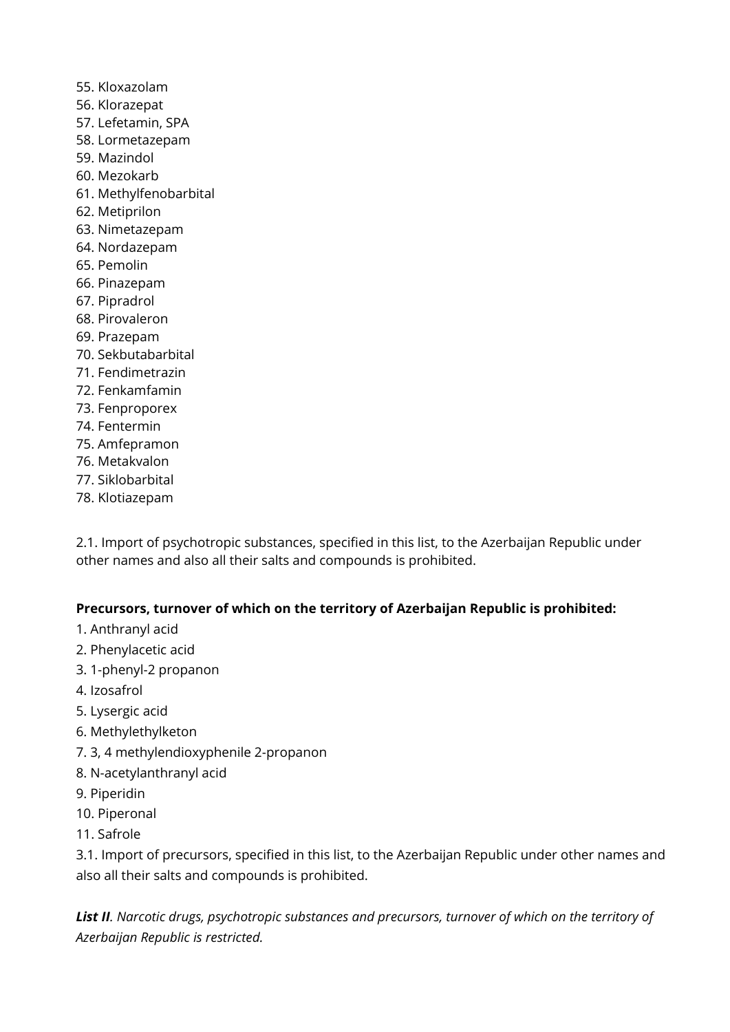55. Kloxazolam
56. Klorazepat
57. Lefetamin, SPA
58. Lormetazepam
59. Mazindol
60. Mezokarb
61. Methylfenobarbital
62. Metiprilon
63. Nimetazepam
64. Nordazepam
65. Pemolin
66. Pinazepam
67. Pipradrol
68. Pirovaleron
69. Prazepam
70. Sekbutabarbital
71. Fendimetrazin
72. Fenkamfamin
73. Fenproporex
74. Fentermin
75. Amfepramon
76. Metakvalon
77. Siklobarbital
78. Klotiazepam

2.1. Import of psychotropic substances, specified in this list, to the Azerbaijan Republic under other names and also all their salts and compounds is prohibited.

**Precursors, turnover of which on the territory of Azerbaijan Republic is prohibited:**

1. Anthranyl acid
2. Phenylacetic acid
3. 1-phenyl-2 propanon
4. Izosafrol
5. Lysergic acid
6. Methylethylketon
7. 3, 4 methylendioxyphenile 2-propanon
8. N-acetylanthranyl acid
9. Piperidin
10. Piperonal
11. Safrole

3.1. Import of precursors, specified in this list, to the Azerbaijan Republic under other names and also all their salts and compounds is prohibited.

***List II**. Narcotic drugs, psychotropic substances and precursors, turnover of which on the territory of Azerbaijan Republic is restricted.*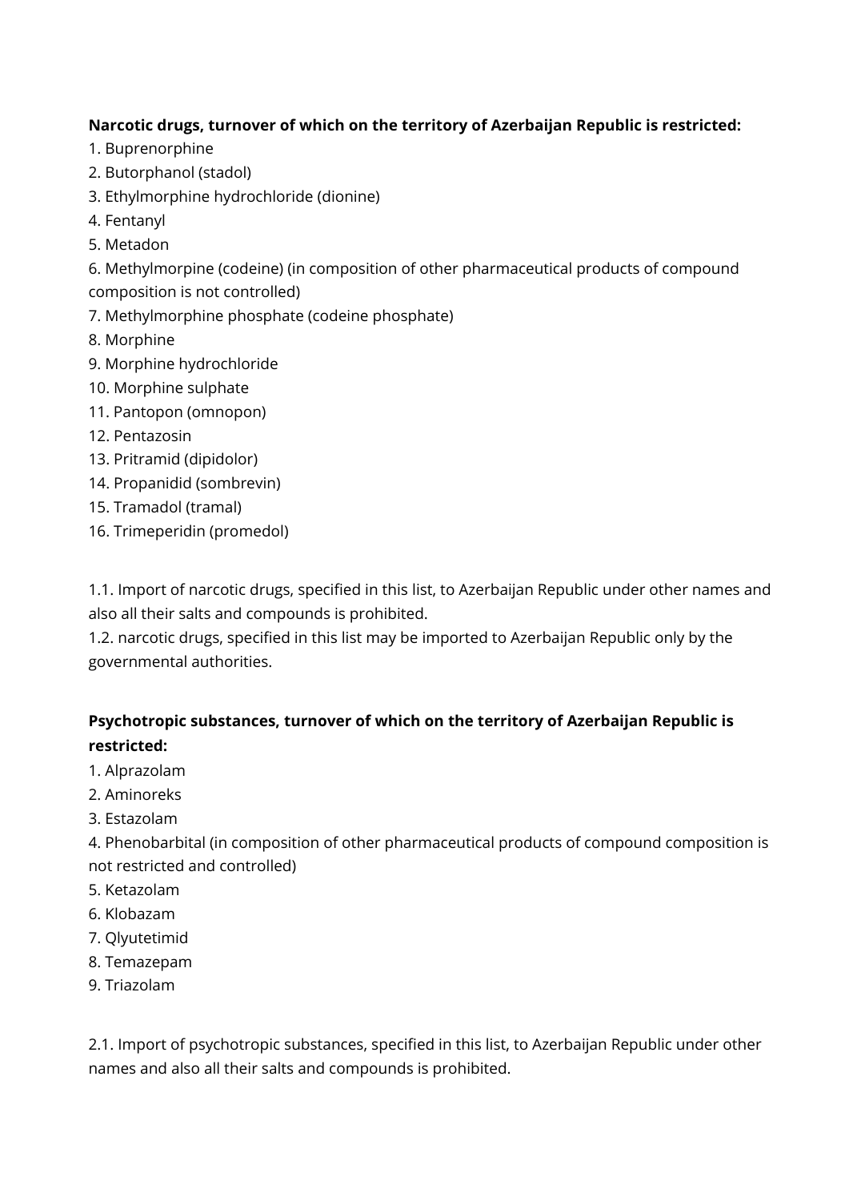**Narcotic drugs, turnover of which on the territory of Azerbaijan Republic is restricted:**

1. Buprenorphine
2. Butorphanol (stadol)
3. Ethylmorphine hydrochloride (dionine)
4. Fentanyl
5. Metadon
6. Methylmorpine (codeine) (in composition of other pharmaceutical products of compound composition is not controlled)
7. Methylmorphine phosphate (codeine phosphate)
8. Morphine
9. Morphine hydrochloride
10. Morphine sulphate
11. Pantopon (omnopon)
12. Pentazosin
13. Pritramid (dipidolor)
14. Propanidid (sombrevin)
15. Tramadol (tramal)
16. Trimeperidin (promedol)

1.1. Import of narcotic drugs, specified in this list, to Azerbaijan Republic under other names and also all their salts and compounds is prohibited.
1.2. narcotic drugs, specified in this list may be imported to Azerbaijan Republic only by the governmental authorities.

**Psychotropic substances, turnover of which on the territory of Azerbaijan Republic is restricted:**

1. Alprazolam
2. Aminoreks
3. Estazolam
4. Phenobarbital (in composition of other pharmaceutical products of compound composition is not restricted and controlled)
5. Ketazolam
6. Klobazam
7. Qlyutetimid
8. Temazepam
9. Triazolam

2.1. Import of psychotropic substances, specified in this list, to Azerbaijan Republic under other names and also all their salts and compounds is prohibited.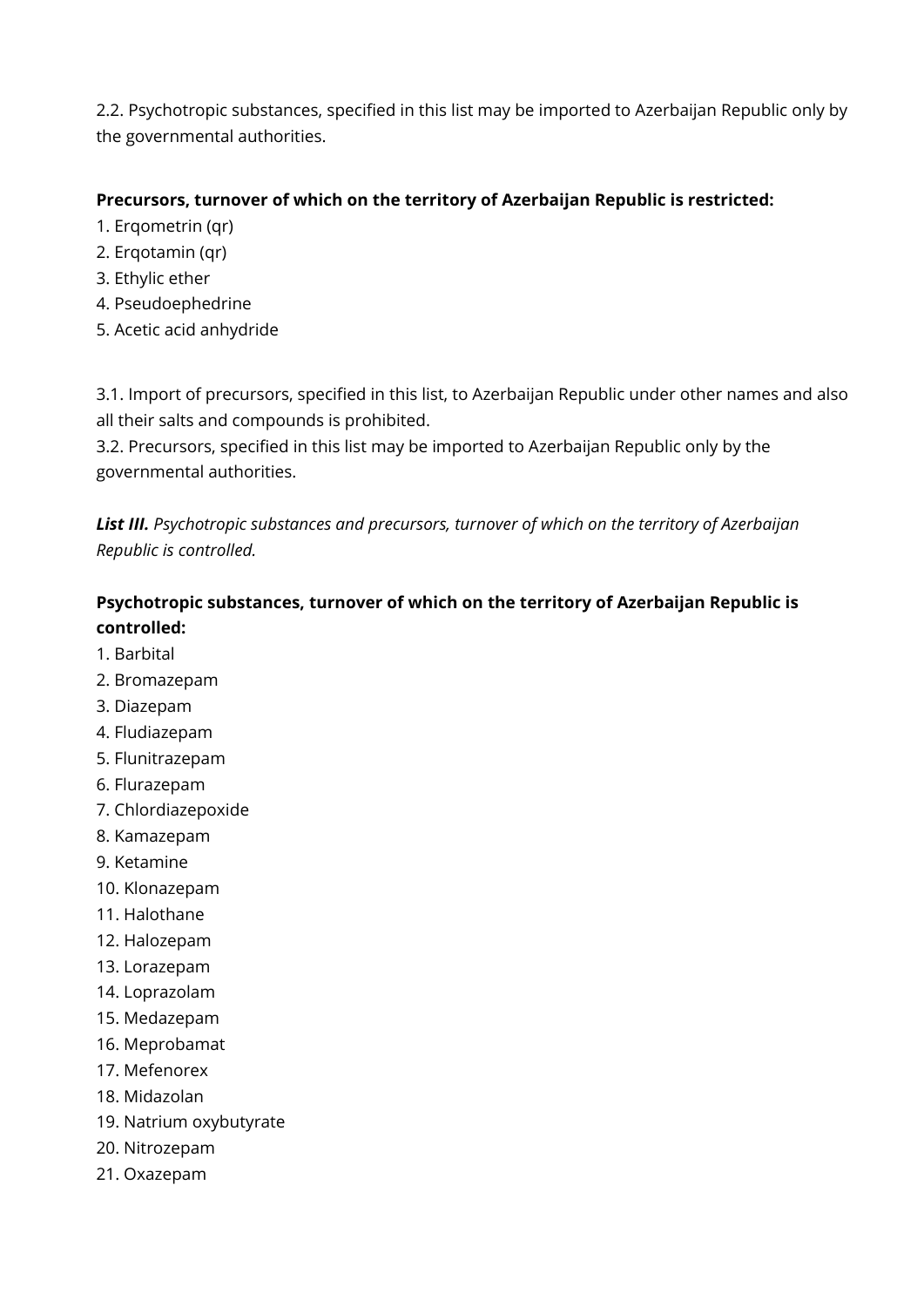2.2. Psychotropic substances, specified in this list may be imported to Azerbaijan Republic only by the governmental authorities.

**Precursors, turnover of which on the territory of Azerbaijan Republic is restricted:**

1. Erqometrin (qr)
2. Erqotamin (qr)
3. Ethylic ether
4. Pseudoephedrine
5. Acetic acid anhydride

3.1. Import of precursors, specified in this list, to Azerbaijan Republic under other names and also all their salts and compounds is prohibited.
3.2. Precursors, specified in this list may be imported to Azerbaijan Republic only by the governmental authorities.

***List III.*** *Psychotropic substances and precursors, turnover of which on the territory of Azerbaijan Republic is controlled.*

**Psychotropic substances, turnover of which on the territory of Azerbaijan Republic is controlled:**

1. Barbital
2. Bromazepam
3. Diazepam
4. Fludiazepam
5. Flunitrazepam
6. Flurazepam
7. Chlordiazepoxide
8. Kamazepam
9. Ketamine
10. Klonazepam
11. Halothane
12. Halozepam
13. Lorazepam
14. Loprazolam
15. Medazepam
16. Meprobamat
17. Mefenorex
18. Midazolan
19. Natrium oxybutyrate
20. Nitrozepam
21. Oxazepam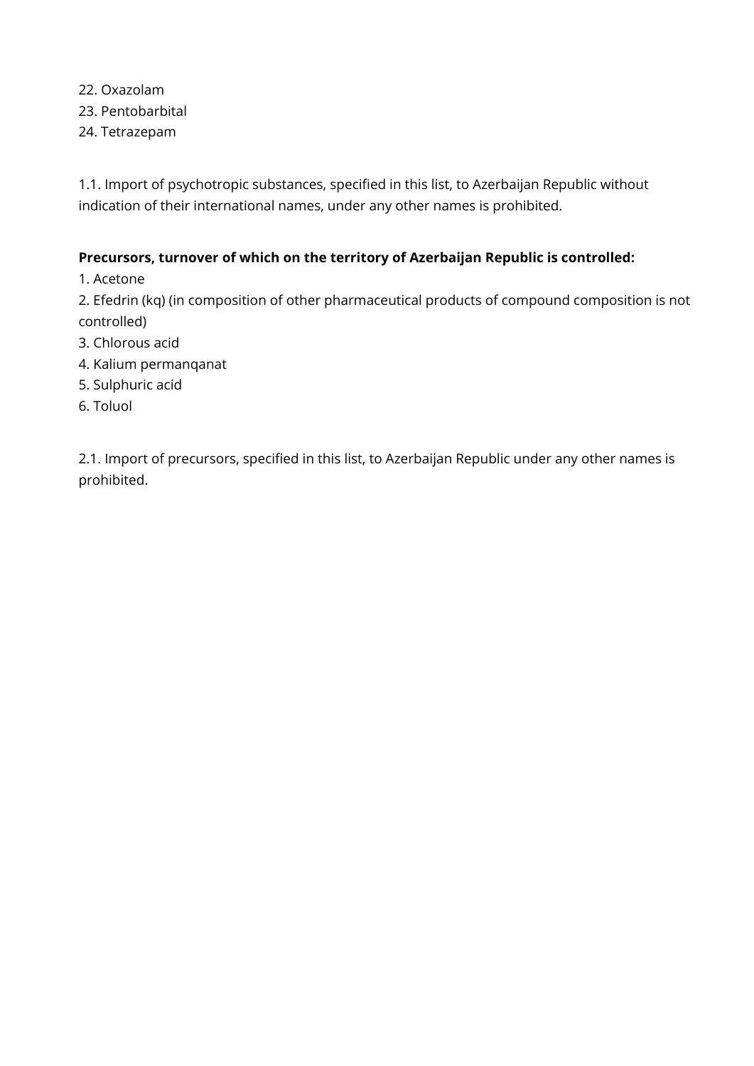22. Oxazolam
23. Pentobarbital
24. Tetrazepam

1.1. Import of psychotropic substances, specified in this list, to Azerbaijan Republic without indication of their international names, under any other names is prohibited.

**Precursors, turnover of which on the territory of Azerbaijan Republic is controlled:**

1. Acetone
2. Efedrin (kq) (in composition of other pharmaceutical products of compound composition is not controlled)
3. Chlorous acid
4. Kalium permanqanat
5. Sulphuric acid
6. Toluol

2.1. Import of precursors, specified in this list, to Azerbaijan Republic under any other names is prohibited.